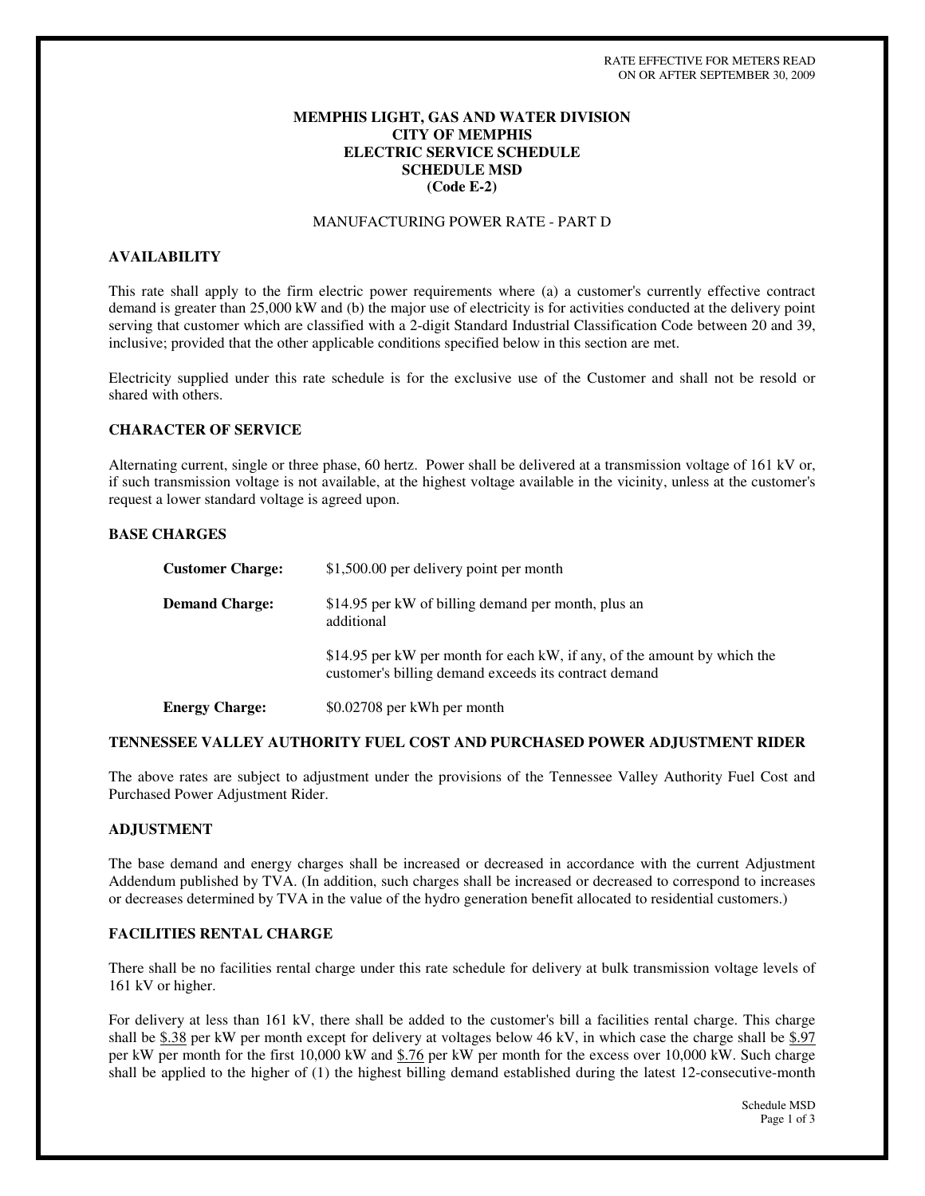RATE EFFECTIVE FOR METERS READ
ON OR AFTER SEPTEMBER 30, 2009

# MEMPHIS LIGHT, GAS AND WATER DIVISION
# CITY OF MEMPHIS
# ELECTRIC SERVICE SCHEDULE
# SCHEDULE MSD
# (Code E-2)

MANUFACTURING POWER RATE - PART D

## AVAILABILITY

This rate shall apply to the firm electric power requirements where (a) a customer's currently effective contract demand is greater than 25,000 kW and (b) the major use of electricity is for activities conducted at the delivery point serving that customer which are classified with a 2-digit Standard Industrial Classification Code between 20 and 39, inclusive; provided that the other applicable conditions specified below in this section are met.

Electricity supplied under this rate schedule is for the exclusive use of the Customer and shall not be resold or shared with others.

## CHARACTER OF SERVICE

Alternating current, single or three phase, 60 hertz. Power shall be delivered at a transmission voltage of 161 kV or, if such transmission voltage is not available, at the highest voltage available in the vicinity, unless at the customer's request a lower standard voltage is agreed upon.

## BASE CHARGES

**Customer Charge:** $1,500.00 per delivery point per month

**Demand Charge:** $14.95 per kW of billing demand per month, plus an additional

$14.95 per kW per month for each kW, if any, of the amount by which the customer's billing demand exceeds its contract demand

**Energy Charge:** $0.02708 per kWh per month

## TENNESSEE VALLEY AUTHORITY FUEL COST AND PURCHASED POWER ADJUSTMENT RIDER

The above rates are subject to adjustment under the provisions of the Tennessee Valley Authority Fuel Cost and Purchased Power Adjustment Rider.

## ADJUSTMENT

The base demand and energy charges shall be increased or decreased in accordance with the current Adjustment Addendum published by TVA. (In addition, such charges shall be increased or decreased to correspond to increases or decreases determined by TVA in the value of the hydro generation benefit allocated to residential customers.)

## FACILITIES RENTAL CHARGE

There shall be no facilities rental charge under this rate schedule for delivery at bulk transmission voltage levels of 161 kV or higher.

For delivery at less than 161 kV, there shall be added to the customer's bill a facilities rental charge. This charge shall be $.38 per kW per month except for delivery at voltages below 46 kV, in which case the charge shall be $.97 per kW per month for the first 10,000 kW and $.76 per kW per month for the excess over 10,000 kW. Such charge shall be applied to the higher of (1) the highest billing demand established during the latest 12-consecutive-month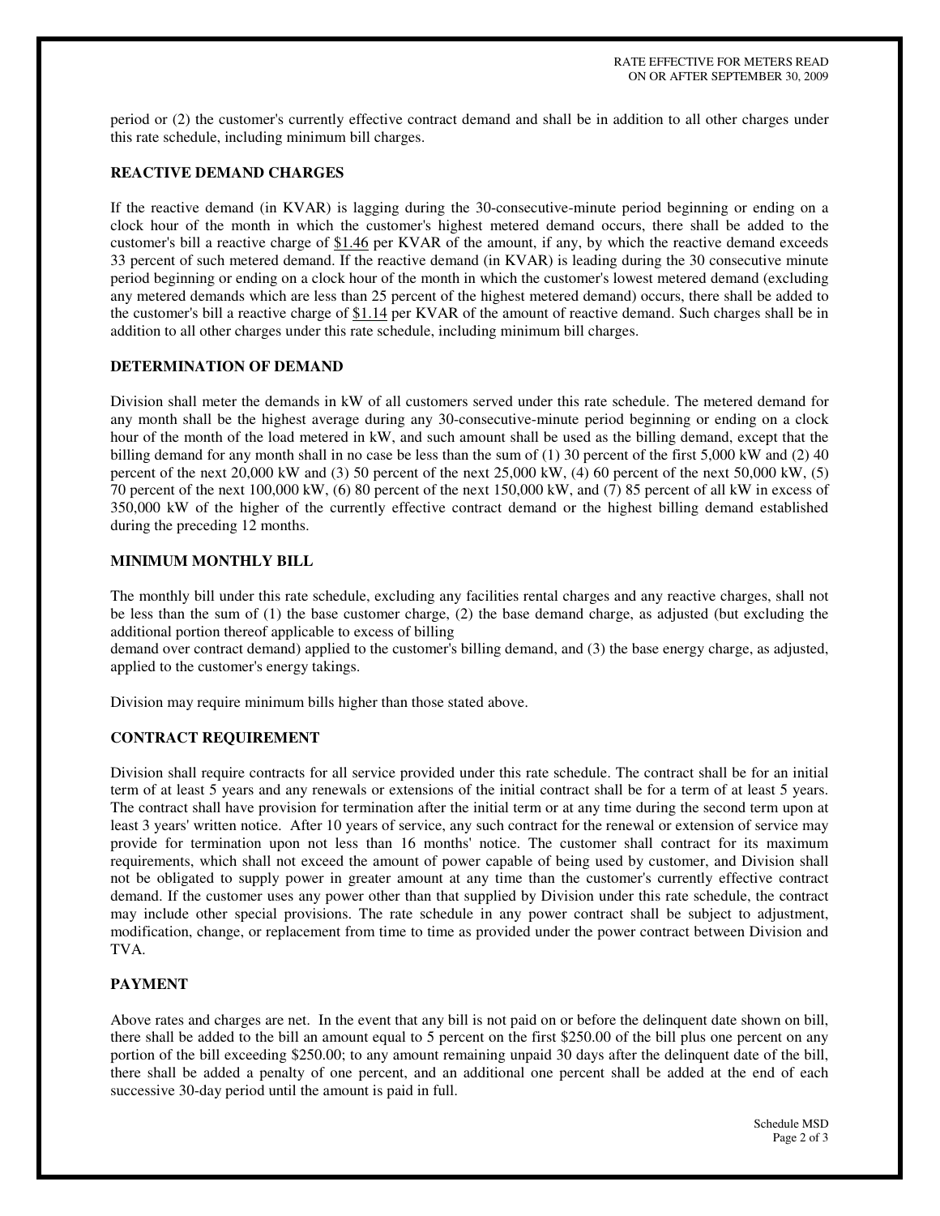period or (2) the customer's currently effective contract demand and shall be in addition to all other charges under this rate schedule, including minimum bill charges.

## REACTIVE DEMAND CHARGES

If the reactive demand (in KVAR) is lagging during the 30-consecutive-minute period beginning or ending on a clock hour of the month in which the customer's highest metered demand occurs, there shall be added to the customer's bill a reactive charge of $1.46 per KVAR of the amount, if any, by which the reactive demand exceeds 33 percent of such metered demand. If the reactive demand (in KVAR) is leading during the 30 consecutive minute period beginning or ending on a clock hour of the month in which the customer's lowest metered demand (excluding any metered demands which are less than 25 percent of the highest metered demand) occurs, there shall be added to the customer's bill a reactive charge of $1.14 per KVAR of the amount of reactive demand. Such charges shall be in addition to all other charges under this rate schedule, including minimum bill charges.

## DETERMINATION OF DEMAND

Division shall meter the demands in kW of all customers served under this rate schedule. The metered demand for any month shall be the highest average during any 30-consecutive-minute period beginning or ending on a clock hour of the month of the load metered in kW, and such amount shall be used as the billing demand, except that the billing demand for any month shall in no case be less than the sum of (1) 30 percent of the first 5,000 kW and (2) 40 percent of the next 20,000 kW and (3) 50 percent of the next 25,000 kW, (4) 60 percent of the next 50,000 kW, (5) 70 percent of the next 100,000 kW, (6) 80 percent of the next 150,000 kW, and (7) 85 percent of all kW in excess of 350,000 kW of the higher of the currently effective contract demand or the highest billing demand established during the preceding 12 months.

## MINIMUM MONTHLY BILL

The monthly bill under this rate schedule, excluding any facilities rental charges and any reactive charges, shall not be less than the sum of (1) the base customer charge, (2) the base demand charge, as adjusted (but excluding the additional portion thereof applicable to excess of billing demand over contract demand) applied to the customer's billing demand, and (3) the base energy charge, as adjusted, applied to the customer's energy takings.

Division may require minimum bills higher than those stated above.

## CONTRACT REQUIREMENT

Division shall require contracts for all service provided under this rate schedule. The contract shall be for an initial term of at least 5 years and any renewals or extensions of the initial contract shall be for a term of at least 5 years. The contract shall have provision for termination after the initial term or at any time during the second term upon at least 3 years' written notice. After 10 years of service, any such contract for the renewal or extension of service may provide for termination upon not less than 16 months' notice. The customer shall contract for its maximum requirements, which shall not exceed the amount of power capable of being used by customer, and Division shall not be obligated to supply power in greater amount at any time than the customer's currently effective contract demand. If the customer uses any power other than that supplied by Division under this rate schedule, the contract may include other special provisions. The rate schedule in any power contract shall be subject to adjustment, modification, change, or replacement from time to time as provided under the power contract between Division and TVA.

## PAYMENT

Above rates and charges are net. In the event that any bill is not paid on or before the delinquent date shown on bill, there shall be added to the bill an amount equal to 5 percent on the first $250.00 of the bill plus one percent on any portion of the bill exceeding $250.00; to any amount remaining unpaid 30 days after the delinquent date of the bill, there shall be added a penalty of one percent, and an additional one percent shall be added at the end of each successive 30-day period until the amount is paid in full.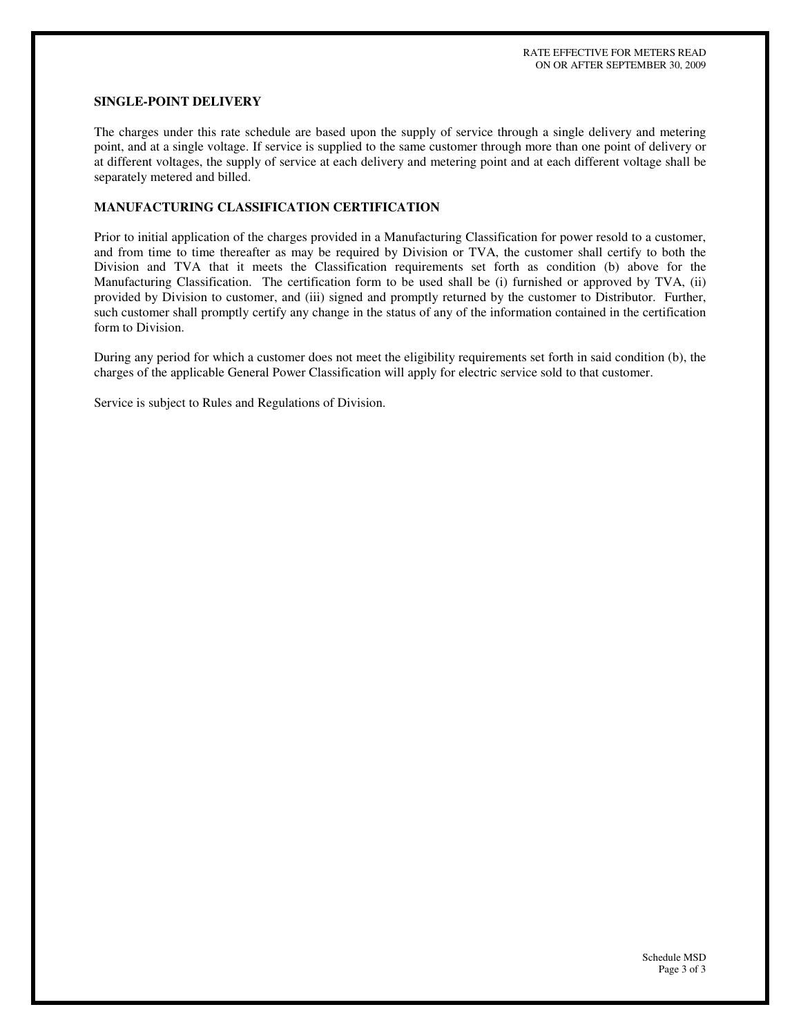## SINGLE-POINT DELIVERY

The charges under this rate schedule are based upon the supply of service through a single delivery and metering point, and at a single voltage. If service is supplied to the same customer through more than one point of delivery or at different voltages, the supply of service at each delivery and metering point and at each different voltage shall be separately metered and billed.

## MANUFACTURING CLASSIFICATION CERTIFICATION

Prior to initial application of the charges provided in a Manufacturing Classification for power resold to a customer, and from time to time thereafter as may be required by Division or TVA, the customer shall certify to both the Division and TVA that it meets the Classification requirements set forth as condition (b) above for the Manufacturing Classification. The certification form to be used shall be (i) furnished or approved by TVA, (ii) provided by Division to customer, and (iii) signed and promptly returned by the customer to Distributor. Further, such customer shall promptly certify any change in the status of any of the information contained in the certification form to Division.

During any period for which a customer does not meet the eligibility requirements set forth in said condition (b), the charges of the applicable General Power Classification will apply for electric service sold to that customer.

Service is subject to Rules and Regulations of Division.